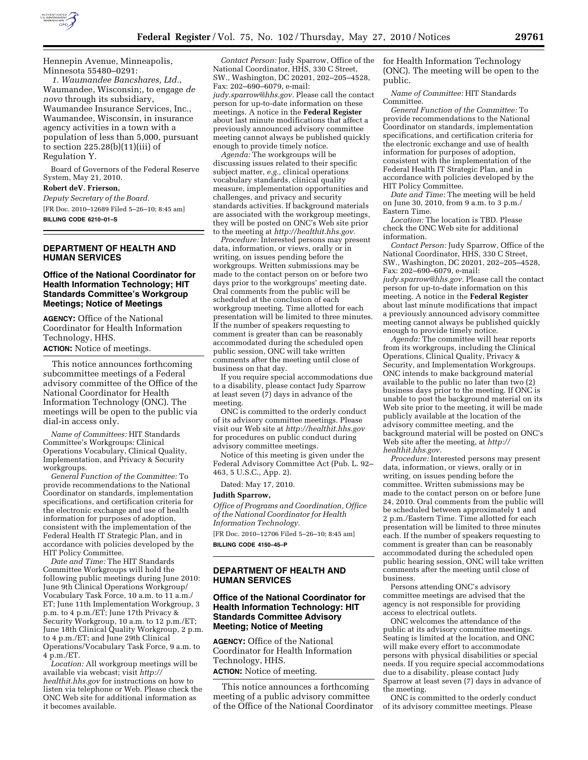Hennepin Avenue, Minneapolis, Minnesota 55480–0291:

*1. Waumandee Bancshares, Ltd.*, Waumandee, Wisconsin;, to engage *de novo* through its subsidiary, Waumandee Insurance Services, Inc., Waumandee, Wisconsin, in insurance agency activities in a town with a population of less than 5,000, pursuant to section 225.28(b)(11)(iii) of Regulation Y.

Board of Governors of the Federal Reserve System, May 21, 2010.

**Robert deV. Frierson,**

*Deputy Secretary of the Board.*

[FR Doc. 2010–12689 Filed 5–26–10; 8:45 am]

**BILLING CODE 6210–01–S**

## DEPARTMENT OF HEALTH AND HUMAN SERVICES

### Office of the National Coordinator for Health Information Technology; HIT Standards Committee's Workgroup Meetings; Notice of Meetings

**AGENCY:** Office of the National Coordinator for Health Information Technology, HHS.

**ACTION:** Notice of meetings.

This notice announces forthcoming subcommittee meetings of a Federal advisory committee of the Office of the National Coordinator for Health Information Technology (ONC). The meetings will be open to the public via dial-in access only.

*Name of Committees:* HIT Standards Committee's Workgroups: Clinical Operations Vocabulary, Clinical Quality, Implementation, and Privacy & Security workgroups.

*General Function of the Committee:* To provide recommendations to the National Coordinator on standards, implementation specifications, and certification criteria for the electronic exchange and use of health information for purposes of adoption, consistent with the implementation of the Federal Health IT Strategic Plan, and in accordance with policies developed by the HIT Policy Committee.

*Date and Time:* The HIT Standards Committee Workgroups will hold the following public meetings during June 2010: June 9th Clinical Operations Workgroup/Vocabulary Task Force, 10 a.m. to 11 a.m./ET; June 11th Implementation Workgroup, 3 p.m. to 4 p.m./ET; June 17th Privacy & Security Workgroup, 10 a.m. to 12 p.m./ET; June 18th Clinical Quality Workgroup, 2 p.m. to 4 p.m./ET; and June 29th Clinical Operations/Vocabulary Task Force, 9 a.m. to 4 p.m./ET.

*Location:* All workgroup meetings will be available via webcast; visit *http://healthit.hhs.gov* for instructions on how to listen via telephone or Web. Please check the ONC Web site for additional information as it becomes available.

*Contact Person:* Judy Sparrow, Office of the National Coordinator, HHS, 330 C Street, SW., Washington, DC 20201, 202–205–4528, Fax: 202–690–6079, e-mail: *judy.sparrow@hhs.gov.* Please call the contact person for up-to-date information on these meetings. A notice in the **Federal Register** about last minute modifications that affect a previously announced advisory committee meeting cannot always be published quickly enough to provide timely notice.

*Agenda:* The workgroups will be discussing issues related to their specific subject matter, *e.g.,* clinical operations vocabulary standards, clinical quality measure, implementation opportunities and challenges, and privacy and security standards activities. If background materials are associated with the workgroup meetings, they will be posted on ONC's Web site prior to the meeting at *http://healthit.hhs.gov.*

*Procedure:* Interested persons may present data, information, or views, orally or in writing, on issues pending before the workgroups. Written submissions may be made to the contact person on or before two days prior to the workgroups' meeting date. Oral comments from the public will be scheduled at the conclusion of each workgroup meeting. Time allotted for each presentation will be limited to three minutes. If the number of speakers requesting to comment is greater than can be reasonably accommodated during the scheduled open public session, ONC will take written comments after the meeting until close of business on that day.

If you require special accommodations due to a disability, please contact Judy Sparrow at least seven (7) days in advance of the meeting.

ONC is committed to the orderly conduct of its advisory committee meetings. Please visit our Web site at *http://healthit.hhs.gov* for procedures on public conduct during advisory committee meetings.

Notice of this meeting is given under the Federal Advisory Committee Act (Pub. L. 92–463, 5 U.S.C., App. 2).

Dated: May 17, 2010.

**Judith Sparrow,**

*Office of Programs and Coordination, Office of the National Coordinator for Health Information Technology.*

[FR Doc. 2010–12706 Filed 5–26–10; 8:45 am]

**BILLING CODE 4150–45–P**

## DEPARTMENT OF HEALTH AND HUMAN SERVICES

### Office of the National Coordinator for Health Information Technology: HIT Standards Committee Advisory Meeting; Notice of Meeting

**AGENCY:** Office of the National Coordinator for Health Information Technology, HHS.

**ACTION:** Notice of meeting.

This notice announces a forthcoming meeting of a public advisory committee of the Office of the National Coordinator for Health Information Technology (ONC). The meeting will be open to the public.

*Name of Committee:* HIT Standards Committee.

*General Function of the Committee:* To provide recommendations to the National Coordinator on standards, implementation specifications, and certification criteria for the electronic exchange and use of health information for purposes of adoption, consistent with the implementation of the Federal Health IT Strategic Plan, and in accordance with policies developed by the HIT Policy Committee.

*Date and Time:* The meeting will be held on June 30, 2010, from 9 a.m. to 3 p.m./ Eastern Time.

*Location:* The location is TBD. Please check the ONC Web site for additional information.

*Contact Person:* Judy Sparrow, Office of the National Coordinator, HHS, 330 C Street, SW., Washington, DC 20201, 202–205–4528, Fax: 202–690–6079, e-mail: *judy.sparrow@hhs.gov.* Please call the contact person for up-to-date information on this meeting. A notice in the **Federal Register** about last minute modifications that impact a previously announced advisory committee meeting cannot always be published quickly enough to provide timely notice.

*Agenda:* The committee will hear reports from its workgroups, including the Clinical Operations, Clinical Quality, Privacy & Security, and Implementation Workgroups. ONC intends to make background material available to the public no later than two (2) business days prior to the meeting. If ONC is unable to post the background material on its Web site prior to the meeting, it will be made publicly available at the location of the advisory committee meeting, and the background material will be posted on ONC's Web site after the meeting, at *http://healthit.hhs.gov.*

*Procedure:* Interested persons may present data, information, or views, orally or in writing, on issues pending before the committee. Written submissions may be made to the contact person on or before June 24, 2010. Oral comments from the public will be scheduled between approximately 1 and 2 p.m./Eastern Time. Time allotted for each presentation will be limited to three minutes each. If the number of speakers requesting to comment is greater than can be reasonably accommodated during the scheduled open public hearing session, ONC will take written comments after the meeting until close of business.

Persons attending ONC's advisory committee meetings are advised that the agency is not responsible for providing access to electrical outlets.

ONC welcomes the attendance of the public at its advisory committee meetings. Seating is limited at the location, and ONC will make every effort to accommodate persons with physical disabilities or special needs. If you require special accommodations due to a disability, please contact Judy Sparrow at least seven (7) days in advance of the meeting.

ONC is committed to the orderly conduct of its advisory committee meetings. Please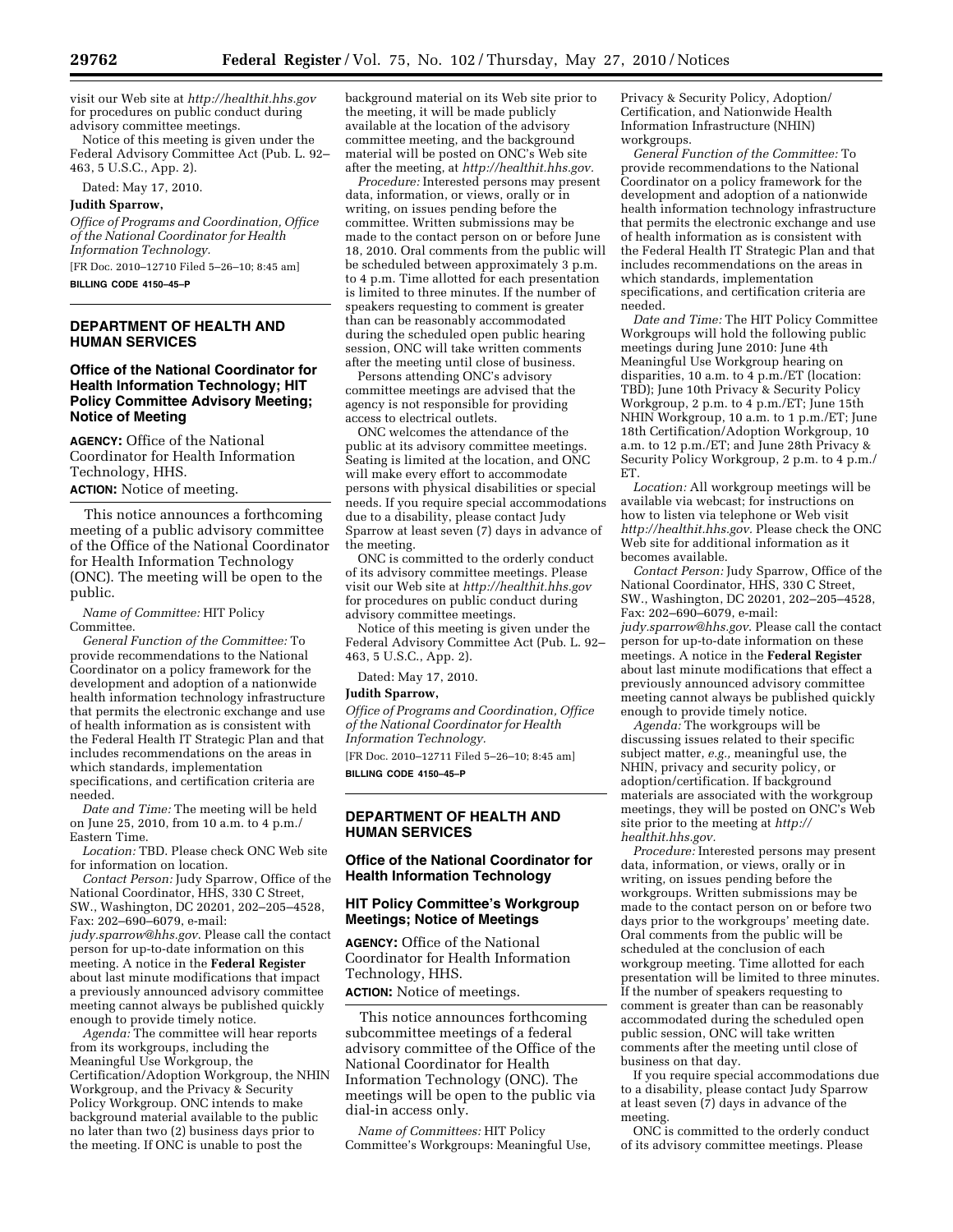visit our Web site at *http://healthit.hhs.gov* for procedures on public conduct during advisory committee meetings.

Notice of this meeting is given under the Federal Advisory Committee Act (Pub. L. 92–463, 5 U.S.C., App. 2).

Dated: May 17, 2010.

**Judith Sparrow,**

*Office of Programs and Coordination, Office of the National Coordinator for Health Information Technology.*

[FR Doc. 2010–12710 Filed 5–26–10; 8:45 am]

**BILLING CODE 4150–45–P**

---

## DEPARTMENT OF HEALTH AND HUMAN SERVICES

### Office of the National Coordinator for Health Information Technology; HIT Policy Committee Advisory Meeting; Notice of Meeting

**AGENCY:** Office of the National Coordinator for Health Information Technology, HHS.

**ACTION:** Notice of meeting.

This notice announces a forthcoming meeting of a public advisory committee of the Office of the National Coordinator for Health Information Technology (ONC). The meeting will be open to the public.

*Name of Committee:* HIT Policy Committee.

*General Function of the Committee:* To provide recommendations to the National Coordinator on a policy framework for the development and adoption of a nationwide health information technology infrastructure that permits the electronic exchange and use of health information as is consistent with the Federal Health IT Strategic Plan and that includes recommendations on the areas in which standards, implementation specifications, and certification criteria are needed.

*Date and Time:* The meeting will be held on June 25, 2010, from 10 a.m. to 4 p.m./Eastern Time.

*Location:* TBD. Please check ONC Web site for information on location.

*Contact Person:* Judy Sparrow, Office of the National Coordinator, HHS, 330 C Street, SW., Washington, DC 20201, 202–205–4528, Fax: 202–690–6079, e-mail: *judy.sparrow@hhs.gov*. Please call the contact person for up-to-date information on this meeting. A notice in the **Federal Register** about last minute modifications that impact a previously announced advisory committee meeting cannot always be published quickly enough to provide timely notice.

*Agenda:* The committee will hear reports from its workgroups, including the Meaningful Use Workgroup, the Certification/Adoption Workgroup, the NHIN Workgroup, and the Privacy & Security Policy Workgroup. ONC intends to make background material available to the public no later than two (2) business days prior to the meeting. If ONC is unable to post the background material on its Web site prior to the meeting, it will be made publicly available at the location of the advisory committee meeting, and the background material will be posted on ONC's Web site after the meeting, at *http://healthit.hhs.gov.*

*Procedure:* Interested persons may present data, information, or views, orally or in writing, on issues pending before the committee. Written submissions may be made to the contact person on or before June 18, 2010. Oral comments from the public will be scheduled between approximately 3 p.m. to 4 p.m. Time allotted for each presentation is limited to three minutes. If the number of speakers requesting to comment is greater than can be reasonably accommodated during the scheduled open public hearing session, ONC will take written comments after the meeting until close of business.

Persons attending ONC's advisory committee meetings are advised that the agency is not responsible for providing access to electrical outlets.

ONC welcomes the attendance of the public at its advisory committee meetings. Seating is limited at the location, and ONC will make every effort to accommodate persons with physical disabilities or special needs. If you require special accommodations due to a disability, please contact Judy Sparrow at least seven (7) days in advance of the meeting.

ONC is committed to the orderly conduct of its advisory committee meetings. Please visit our Web site at *http://healthit.hhs.gov* for procedures on public conduct during advisory committee meetings.

Notice of this meeting is given under the Federal Advisory Committee Act (Pub. L. 92–463, 5 U.S.C., App. 2).

Dated: May 17, 2010.

**Judith Sparrow,**

*Office of Programs and Coordination, Office of the National Coordinator for Health Information Technology.*

[FR Doc. 2010–12711 Filed 5–26–10; 8:45 am]

**BILLING CODE 4150–45–P**

---

## DEPARTMENT OF HEALTH AND HUMAN SERVICES

### Office of the National Coordinator for Health Information Technology

### HIT Policy Committee's Workgroup Meetings; Notice of Meetings

**AGENCY:** Office of the National Coordinator for Health Information Technology, HHS.

**ACTION:** Notice of meetings.

This notice announces forthcoming subcommittee meetings of a federal advisory committee of the Office of the National Coordinator for Health Information Technology (ONC). The meetings will be open to the public via dial-in access only.

*Name of Committees:* HIT Policy Committee's Workgroups: Meaningful Use, Privacy & Security Policy, Adoption/Certification, and Nationwide Health Information Infrastructure (NHIN) workgroups.

*General Function of the Committee:* To provide recommendations to the National Coordinator on a policy framework for the development and adoption of a nationwide health information technology infrastructure that permits the electronic exchange and use of health information as is consistent with the Federal Health IT Strategic Plan and that includes recommendations on the areas in which standards, implementation specifications, and certification criteria are needed.

*Date and Time:* The HIT Policy Committee Workgroups will hold the following public meetings during June 2010: June 4th Meaningful Use Workgroup hearing on disparities, 10 a.m. to 4 p.m./ET (location: TBD); June 10th Privacy & Security Policy Workgroup, 2 p.m. to 4 p.m./ET; June 15th NHIN Workgroup, 10 a.m. to 1 p.m./ET; June 18th Certification/Adoption Workgroup, 10 a.m. to 12 p.m./ET; and June 28th Privacy & Security Policy Workgroup, 2 p.m. to 4 p.m./ET.

*Location:* All workgroup meetings will be available via webcast; for instructions on how to listen via telephone or Web visit *http://healthit.hhs.gov.* Please check the ONC Web site for additional information as it becomes available.

*Contact Person:* Judy Sparrow, Office of the National Coordinator, HHS, 330 C Street, SW., Washington, DC 20201, 202–205–4528, Fax: 202–690–6079, e-mail: *judy.sparrow@hhs.gov.* Please call the contact person for up-to-date information on these meetings. A notice in the **Federal Register** about last minute modifications that effect a previously announced advisory committee meeting cannot always be published quickly enough to provide timely notice.

*Agenda:* The workgroups will be discussing issues related to their specific subject matter, *e.g.,* meaningful use, the NHIN, privacy and security policy, or adoption/certification. If background materials are associated with the workgroup meetings, they will be posted on ONC's Web site prior to the meeting at *http://healthit.hhs.gov.*

*Procedure:* Interested persons may present data, information, or views, orally or in writing, on issues pending before the workgroups. Written submissions may be made to the contact person on or before two days prior to the workgroups' meeting date. Oral comments from the public will be scheduled at the conclusion of each workgroup meeting. Time allotted for each presentation will be limited to three minutes. If the number of speakers requesting to comment is greater than can be reasonably accommodated during the scheduled open public session, ONC will take written comments after the meeting until close of business on that day.

If you require special accommodations due to a disability, please contact Judy Sparrow at least seven (7) days in advance of the meeting.

ONC is committed to the orderly conduct of its advisory committee meetings. Please